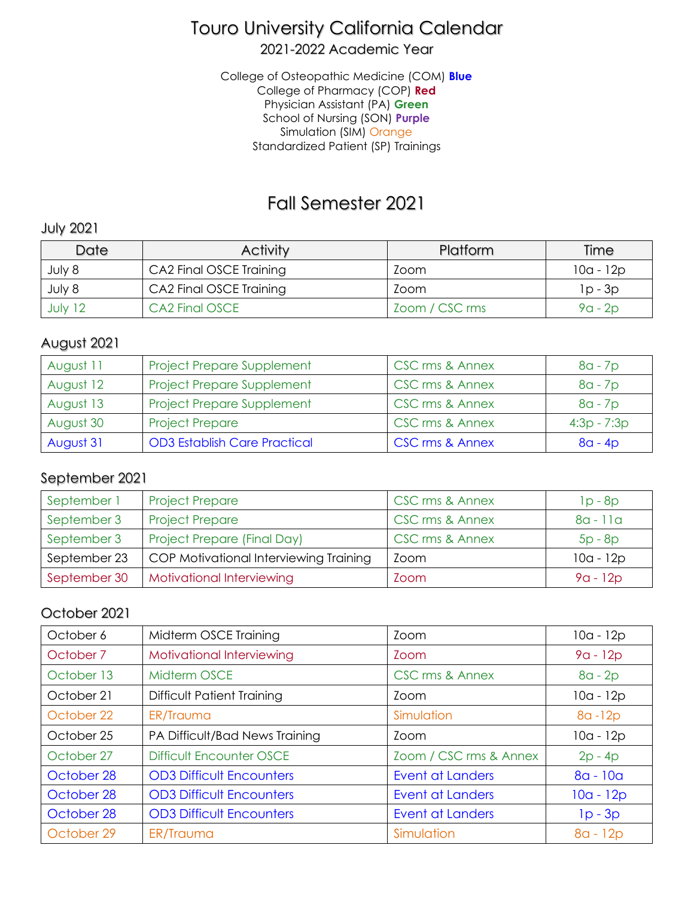# Touro University California Calendar

## 2021-2022 Academic Year

College of Osteopathic Medicine (COM) **Blue**
College of Pharmacy (COP) **Red**
Physician Assistant (PA) **Green**
School of Nursing (SON) **Purple**
Simulation (SIM) Orange
Standardized Patient (SP) Trainings

## Fall Semester 2021

### July 2021

| Date | Activity | Platform | Time |
|---|---|---|---|
| July 8 | CA2 Final OSCE Training | Zoom | 10a - 12p |
| July 8 | CA2 Final OSCE Training | Zoom | 1p - 3p |
| July 12 | CA2 Final OSCE | Zoom / CSC rms | 9a - 2p |

### August 2021

| Date | Activity | Platform | Time |
|---|---|---|---|
| August 11 | Project Prepare Supplement | CSC rms & Annex | 8a - 7p |
| August 12 | Project Prepare Supplement | CSC rms & Annex | 8a - 7p |
| August 13 | Project Prepare Supplement | CSC rms & Annex | 8a - 7p |
| August 30 | Project Prepare | CSC rms & Annex | 4:3p - 7:3p |
| August 31 | OD3 Establish Care Practical | CSC rms & Annex | 8a - 4p |

### September 2021

| Date | Activity | Platform | Time |
|---|---|---|---|
| September 1 | Project Prepare | CSC rms & Annex | 1p - 8p |
| September 3 | Project Prepare | CSC rms & Annex | 8a - 11a |
| September 3 | Project Prepare (Final Day) | CSC rms & Annex | 5p - 8p |
| September 23 | COP Motivational Interviewing Training | Zoom | 10a - 12p |
| September 30 | Motivational Interviewing | Zoom | 9a - 12p |

### October 2021

| Date | Activity | Platform | Time |
|---|---|---|---|
| October 6 | Midterm OSCE Training | Zoom | 10a - 12p |
| October 7 | Motivational Interviewing | Zoom | 9a - 12p |
| October 13 | Midterm OSCE | CSC rms & Annex | 8a - 2p |
| October 21 | Difficult Patient Training | Zoom | 10a - 12p |
| October 22 | ER/Trauma | Simulation | 8a -12p |
| October 25 | PA Difficult/Bad News Training | Zoom | 10a - 12p |
| October 27 | Difficult Encounter OSCE | Zoom / CSC rms & Annex | 2p - 4p |
| October 28 | OD3 Difficult Encounters | Event at Landers | 8a - 10a |
| October 28 | OD3 Difficult Encounters | Event at Landers | 10a - 12p |
| October 28 | OD3 Difficult Encounters | Event at Landers | 1p - 3p |
| October 29 | ER/Trauma | Simulation | 8a - 12p |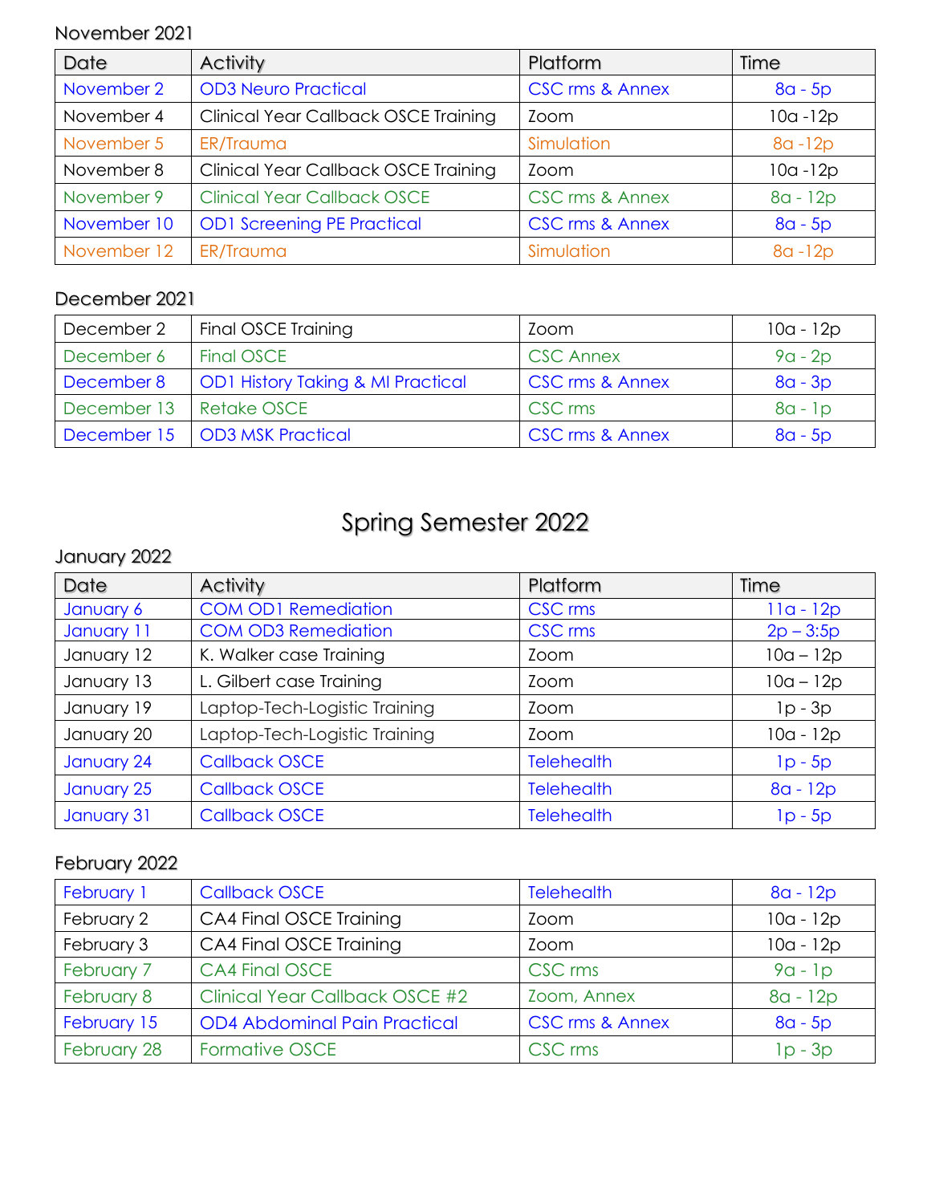November 2021

| Date | Activity | Platform | Time |
|---|---|---|---|
| November 2 | OD3 Neuro Practical | CSC rms & Annex | 8a - 5p |
| November 4 | Clinical Year Callback OSCE Training | Zoom | 10a -12p |
| November 5 | ER/Trauma | Simulation | 8a -12p |
| November 8 | Clinical Year Callback OSCE Training | Zoom | 10a -12p |
| November 9 | Clinical Year Callback OSCE | CSC rms & Annex | 8a - 12p |
| November 10 | OD1 Screening PE Practical | CSC rms & Annex | 8a - 5p |
| November 12 | ER/Trauma | Simulation | 8a -12p |

December 2021

| Date | Activity | Platform | Time |
|---|---|---|---|
| December 2 | Final OSCE Training | Zoom | 10a - 12p |
| December 6 | Final OSCE | CSC Annex | 9a - 2p |
| December 8 | OD1 History Taking & MI Practical | CSC rms & Annex | 8a - 3p |
| December 13 | Retake OSCE | CSC rms | 8a - 1p |
| December 15 | OD3 MSK Practical | CSC rms & Annex | 8a - 5p |

# Spring Semester 2022

January 2022

| Date | Activity | Platform | Time |
|---|---|---|---|
| January 6 | COM OD1 Remediation | CSC rms | 11a - 12p |
| January 11 | COM OD3 Remediation | CSC rms | 2p – 3:5p |
| January 12 | K. Walker case Training | Zoom | 10a – 12p |
| January 13 | L. Gilbert case Training | Zoom | 10a – 12p |
| January 19 | Laptop-Tech-Logistic Training | Zoom | 1p - 3p |
| January 20 | Laptop-Tech-Logistic Training | Zoom | 10a - 12p |
| January 24 | Callback OSCE | Telehealth | 1p - 5p |
| January 25 | Callback OSCE | Telehealth | 8a - 12p |
| January 31 | Callback OSCE | Telehealth | 1p - 5p |

February 2022

| Date | Activity | Platform | Time |
|---|---|---|---|
| February 1 | Callback OSCE | Telehealth | 8a - 12p |
| February 2 | CA4 Final OSCE Training | Zoom | 10a - 12p |
| February 3 | CA4 Final OSCE Training | Zoom | 10a - 12p |
| February 7 | CA4 Final OSCE | CSC rms | 9a - 1p |
| February 8 | Clinical Year Callback OSCE #2 | Zoom, Annex | 8a - 12p |
| February 15 | OD4 Abdominal Pain Practical | CSC rms & Annex | 8a - 5p |
| February 28 | Formative OSCE | CSC rms | 1p - 3p |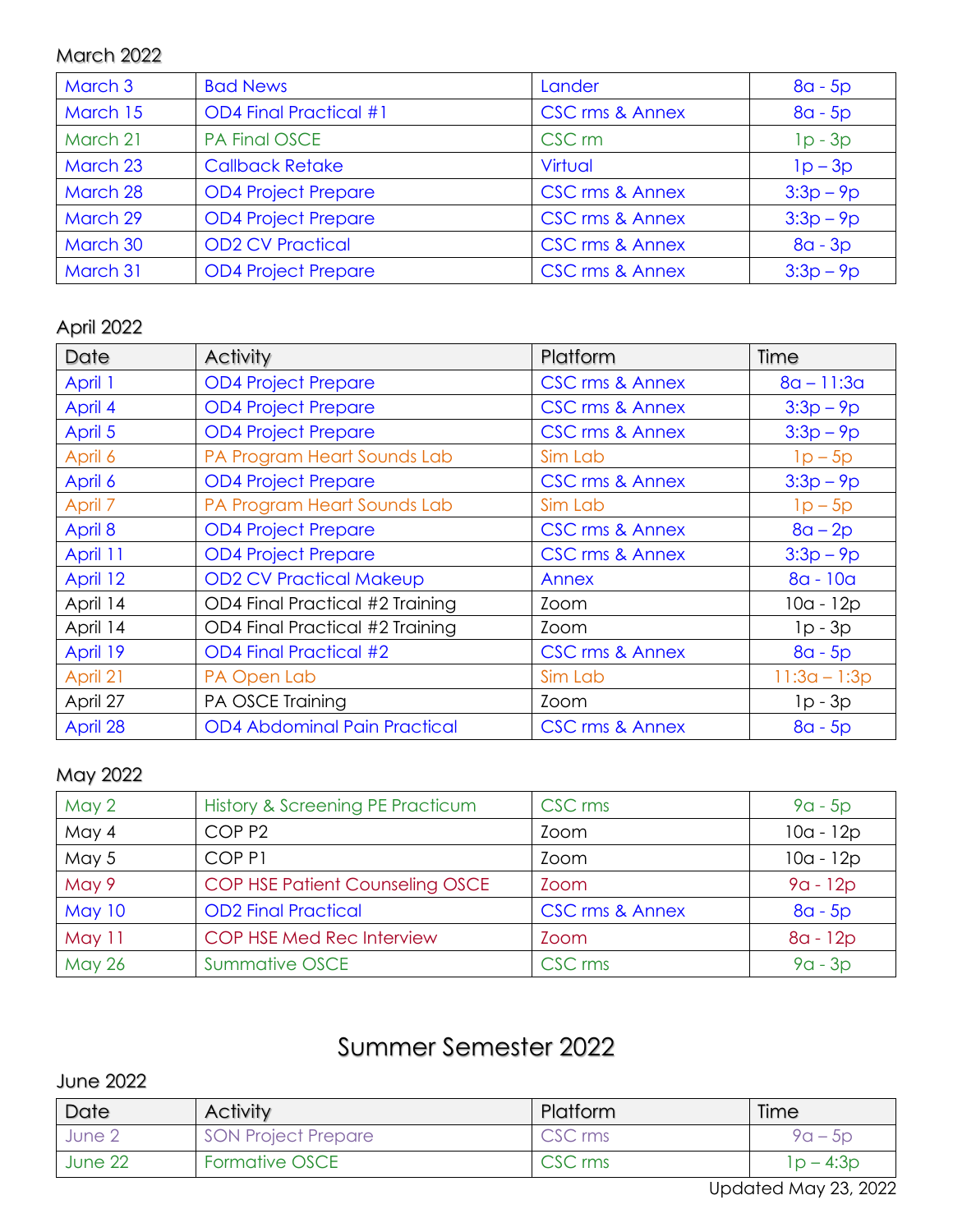March 2022

| | | | |
|---|---|---|---|
| March 3 | Bad News | Lander | 8a - 5p |
| March 15 | OD4 Final Practical #1 | CSC rms & Annex | 8a - 5p |
| March 21 | PA Final OSCE | CSC rm | 1p - 3p |
| March 23 | Callback Retake | Virtual | 1p – 3p |
| March 28 | OD4 Project Prepare | CSC rms & Annex | 3:3p – 9p |
| March 29 | OD4 Project Prepare | CSC rms & Annex | 3:3p – 9p |
| March 30 | OD2 CV Practical | CSC rms & Annex | 8a - 3p |
| March 31 | OD4 Project Prepare | CSC rms & Annex | 3:3p – 9p |

April 2022

| Date | Activity | Platform | Time |
|---|---|---|---|
| April 1 | OD4 Project Prepare | CSC rms & Annex | 8a – 11:3a |
| April 4 | OD4 Project Prepare | CSC rms & Annex | 3:3p – 9p |
| April 5 | OD4 Project Prepare | CSC rms & Annex | 3:3p – 9p |
| April 6 | PA Program Heart Sounds Lab | Sim Lab | 1p – 5p |
| April 6 | OD4 Project Prepare | CSC rms & Annex | 3:3p – 9p |
| April 7 | PA Program Heart Sounds Lab | Sim Lab | 1p – 5p |
| April 8 | OD4 Project Prepare | CSC rms & Annex | 8a – 2p |
| April 11 | OD4 Project Prepare | CSC rms & Annex | 3:3p – 9p |
| April 12 | OD2 CV Practical Makeup | Annex | 8a - 10a |
| April 14 | OD4 Final Practical #2 Training | Zoom | 10a - 12p |
| April 14 | OD4 Final Practical #2 Training | Zoom | 1p - 3p |
| April 19 | OD4 Final Practical #2 | CSC rms & Annex | 8a - 5p |
| April 21 | PA Open Lab | Sim Lab | 11:3a – 1:3p |
| April 27 | PA OSCE Training | Zoom | 1p - 3p |
| April 28 | OD4 Abdominal Pain Practical | CSC rms & Annex | 8a - 5p |

May 2022

| | | | |
|---|---|---|---|
| May 2 | History & Screening PE Practicum | CSC rms | 9a - 5p |
| May 4 | COP P2 | Zoom | 10a - 12p |
| May 5 | COP P1 | Zoom | 10a - 12p |
| May 9 | COP HSE Patient Counseling OSCE | Zoom | 9a - 12p |
| May 10 | OD2 Final Practical | CSC rms & Annex | 8a - 5p |
| May 11 | COP HSE Med Rec Interview | Zoom | 8a - 12p |
| May 26 | Summative OSCE | CSC rms | 9a - 3p |

# Summer Semester 2022

June 2022

| Date | Activity | Platform | Time |
|---|---|---|---|
| June 2 | SON Project Prepare | CSC rms | 9a – 5p |
| June 22 | Formative OSCE | CSC rms | 1p – 4:3p |

Updated May 23, 2022